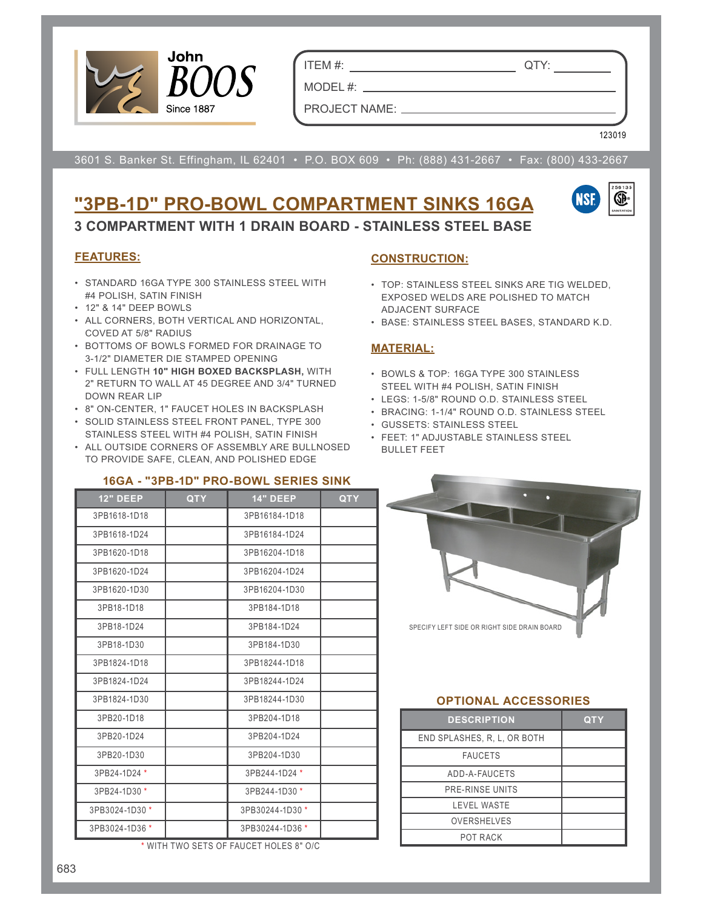John BOOS Since 1887

ITEM #: ______________________ QTY: __________

MODEL #: ______________________________

PROJECT NAME: __________________________

123019

3601 S. Banker St. Effingham, IL 62401 • P.O. BOX 609 • Ph: (888) 431-2667 • Fax: (800) 433-2667

# "3PB-1D" PRO-BOWL COMPARTMENT SINKS 16GA

## 3 COMPARTMENT WITH 1 DRAIN BOARD - STAINLESS STEEL BASE

### FEATURES:

- STANDARD 16GA TYPE 300 STAINLESS STEEL WITH #4 POLISH, SATIN FINISH
- 12" & 14" DEEP BOWLS
- ALL CORNERS, BOTH VERTICAL AND HORIZONTAL, COVED AT 5/8" RADIUS
- BOTTOMS OF BOWLS FORMED FOR DRAINAGE TO 3-1/2" DIAMETER DIE STAMPED OPENING
- FULL LENGTH **10" HIGH BOXED BACKSPLASH,** WITH 2" RETURN TO WALL AT 45 DEGREE AND 3/4" TURNED DOWN REAR LIP
- 8" ON-CENTER, 1" FAUCET HOLES IN BACKSPLASH
- SOLID STAINLESS STEEL FRONT PANEL, TYPE 300 STAINLESS STEEL WITH #4 POLISH, SATIN FINISH
- ALL OUTSIDE CORNERS OF ASSEMBLY ARE BULLNOSED TO PROVIDE SAFE, CLEAN, AND POLISHED EDGE

### CONSTRUCTION:

- TOP: STAINLESS STEEL SINKS ARE TIG WELDED, EXPOSED WELDS ARE POLISHED TO MATCH ADJACENT SURFACE
- BASE: STAINLESS STEEL BASES, STANDARD K.D.

### MATERIAL:

- BOWLS & TOP: 16GA TYPE 300 STAINLESS STEEL WITH #4 POLISH, SATIN FINISH
- LEGS: 1-5/8" ROUND O.D. STAINLESS STEEL
- BRACING: 1-1/4" ROUND O.D. STAINLESS STEEL
- GUSSETS: STAINLESS STEEL
- FEET: 1" ADJUSTABLE STAINLESS STEEL BULLET FEET

### 16GA - "3PB-1D" PRO-BOWL SERIES SINK

| 12" DEEP | QTY | 14" DEEP | QTY |
|---|---|---|---|
| 3PB1618-1D18 | | 3PB16184-1D18 | |
| 3PB1618-1D24 | | 3PB16184-1D24 | |
| 3PB1620-1D18 | | 3PB16204-1D18 | |
| 3PB1620-1D24 | | 3PB16204-1D24 | |
| 3PB1620-1D30 | | 3PB16204-1D30 | |
| 3PB18-1D18 | | 3PB184-1D18 | |
| 3PB18-1D24 | | 3PB184-1D24 | |
| 3PB18-1D30 | | 3PB184-1D30 | |
| 3PB1824-1D18 | | 3PB18244-1D18 | |
| 3PB1824-1D24 | | 3PB18244-1D24 | |
| 3PB1824-1D30 | | 3PB18244-1D30 | |
| 3PB20-1D18 | | 3PB204-1D18 | |
| 3PB20-1D24 | | 3PB204-1D24 | |
| 3PB20-1D30 | | 3PB204-1D30 | |
| 3PB24-1D24 * | | 3PB244-1D24 * | |
| 3PB24-1D30 * | | 3PB244-1D30 * | |
| 3PB3024-1D30 * | | 3PB30244-1D30 * | |
| 3PB3024-1D36 * | | 3PB30244-1D36 * | |

* WITH TWO SETS OF FAUCET HOLES 8" O/C

SPECIFY LEFT SIDE OR RIGHT SIDE DRAIN BOARD

### OPTIONAL ACCESSORIES

| DESCRIPTION | QTY |
|---|---|
| END SPLASHES, R, L, OR BOTH | |
| FAUCETS | |
| ADD-A-FAUCETS | |
| PRE-RINSE UNITS | |
| LEVEL WASTE | |
| OVERSHELVES | |
| POT RACK | |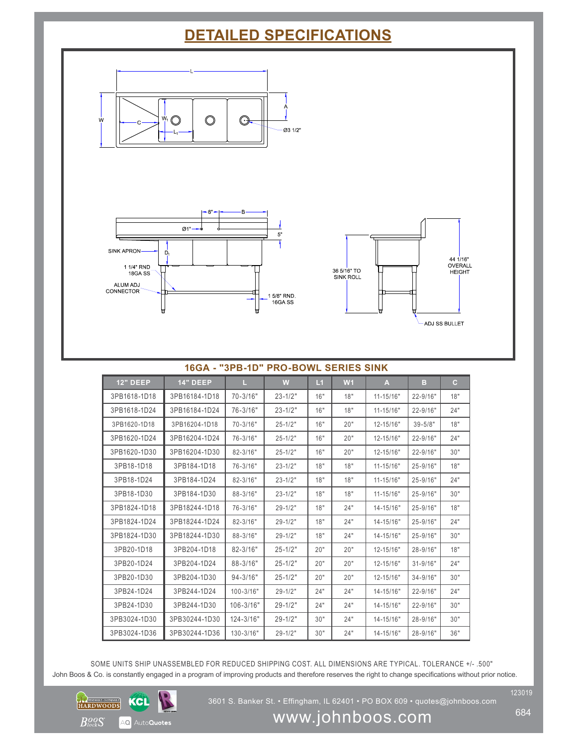# DETAILED SPECIFICATIONS

L

W

C

$W_1$

$L_1$

A

Ø3 1/2"

8"

B

Ø1"

5"

SINK APRON

$D_1$

1 1/4" RND 18GA SS

ALUM ADJ CONNECTOR

1 5/8" RND. 16GA SS

36 5/16" TO SINK ROLL

44 1/16" OVERALL HEIGHT

ADJ SS BULLET

## 16GA - "3PB-1D" PRO-BOWL SERIES SINK

| 12" DEEP | 14" DEEP | L | W | L1 | W1 | A | B | C |
|---|---|---|---|---|---|---|---|---|
| 3PB1618-1D18 | 3PB16184-1D18 | 70-3/16" | 23-1/2" | 16" | 18" | 11-15/16" | 22-9/16" | 18" |
| 3PB1618-1D24 | 3PB16184-1D24 | 76-3/16" | 23-1/2" | 16" | 18" | 11-15/16" | 22-9/16" | 24" |
| 3PB1620-1D18 | 3PB16204-1D18 | 70-3/16" | 25-1/2" | 16" | 20" | 12-15/16" | 39-5/8" | 18" |
| 3PB1620-1D24 | 3PB16204-1D24 | 76-3/16" | 25-1/2" | 16" | 20" | 12-15/16" | 22-9/16" | 24" |
| 3PB1620-1D30 | 3PB16204-1D30 | 82-3/16" | 25-1/2" | 16" | 20" | 12-15/16" | 22-9/16" | 30" |
| 3PB18-1D18 | 3PB184-1D18 | 76-3/16" | 23-1/2" | 18" | 18" | 11-15/16" | 25-9/16" | 18" |
| 3PB18-1D24 | 3PB184-1D24 | 82-3/16" | 23-1/2" | 18" | 18" | 11-15/16" | 25-9/16" | 24" |
| 3PB18-1D30 | 3PB184-1D30 | 88-3/16" | 23-1/2" | 18" | 18" | 11-15/16" | 25-9/16" | 30" |
| 3PB1824-1D18 | 3PB18244-1D18 | 76-3/16" | 29-1/2" | 18" | 24" | 14-15/16" | 25-9/16" | 18" |
| 3PB1824-1D24 | 3PB18244-1D24 | 82-3/16" | 29-1/2" | 18" | 24" | 14-15/16" | 25-9/16" | 24" |
| 3PB1824-1D30 | 3PB18244-1D30 | 88-3/16" | 29-1/2" | 18" | 24" | 14-15/16" | 25-9/16" | 30" |
| 3PB20-1D18 | 3PB204-1D18 | 82-3/16" | 25-1/2" | 20" | 20" | 12-15/16" | 28-9/16" | 18" |
| 3PB20-1D24 | 3PB204-1D24 | 88-3/16" | 25-1/2" | 20" | 20" | 12-15/16" | 31-9/16" | 24" |
| 3PB20-1D30 | 3PB204-1D30 | 94-3/16" | 25-1/2" | 20" | 20" | 12-15/16" | 34-9/16" | 30" |
| 3PB24-1D24 | 3PB244-1D24 | 100-3/16" | 29-1/2" | 24" | 24" | 14-15/16" | 22-9/16" | 24" |
| 3PB24-1D30 | 3PB244-1D30 | 106-3/16" | 29-1/2" | 24" | 24" | 14-15/16" | 22-9/16" | 30" |
| 3PB3024-1D30 | 3PB30244-1D30 | 124-3/16" | 29-1/2" | 30" | 24" | 14-15/16" | 28-9/16" | 30" |
| 3PB3024-1D36 | 3PB30244-1D36 | 130-3/16" | 29-1/2" | 30" | 24" | 14-15/16" | 28-9/16" | 36" |

SOME UNITS SHIP UNASSEMBLED FOR REDUCED SHIPPING COST. ALL DIMENSIONS ARE TYPICAL. TOLERANCE +/- .500"

John Boos & Co. is constantly engaged in a program of improving products and therefore reserves the right to change specifications without prior notice.

123019

3601 S. Banker St. • Effingham, IL 62401 • PO BOX 609 • quotes@johnboos.com

www.johnboos.com